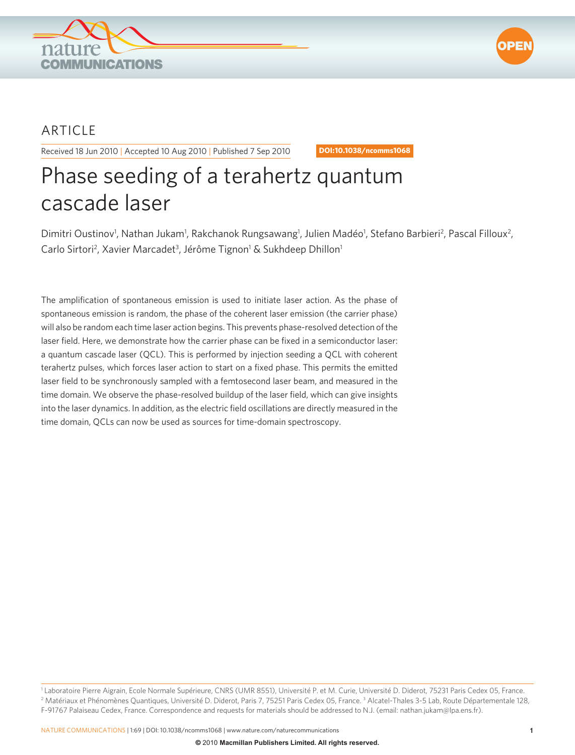ARTICLE

Received 18 Jun 2010 | Accepted 10 Aug 2010 | Published 7 Sep 2010

DOI:10.1038/ncomms1068

# Phase seeding of a terahertz quantum cascade laser

Dimitri Oustinov[1], Nathan Jukam[1], Rakchanok Rungsawang[1], Julien Madéo[1], Stefano Barbieri[2], Pascal Filloux[2], Carlo Sirtori[2], Xavier Marcadet[3], Jérôme Tignon[1] & Sukhdeep Dhillon[1]

The amplification of spontaneous emission is used to initiate laser action. As the phase of spontaneous emission is random, the phase of the coherent laser emission (the carrier phase) will also be random each time laser action begins. This prevents phase-resolved detection of the laser field. Here, we demonstrate how the carrier phase can be fixed in a semiconductor laser: a quantum cascade laser (QCL). This is performed by injection seeding a QCL with coherent terahertz pulses, which forces laser action to start on a fixed phase. This permits the emitted laser field to be synchronously sampled with a femtosecond laser beam, and measured in the time domain. We observe the phase-resolved buildup of the laser field, which can give insights into the laser dynamics. In addition, as the electric field oscillations are directly measured in the time domain, QCLs can now be used as sources for time-domain spectroscopy.

[1] Laboratoire Pierre Aigrain, Ecole Normale Supérieure, CNRS (UMR 8551), Université P. et M. Curie, Université D. Diderot, 75231 Paris Cedex 05, France. [2] Matériaux et Phénomènes Quantiques, Université D. Diderot, Paris 7, 75251 Paris Cedex 05, France. [3] Alcatel-Thales 3-5 Lab, Route Départementale 128, F-91767 Palaiseau Cedex, France. Correspondence and requests for materials should be addressed to N.J. (email: nathan.jukam@lpa.ens.fr).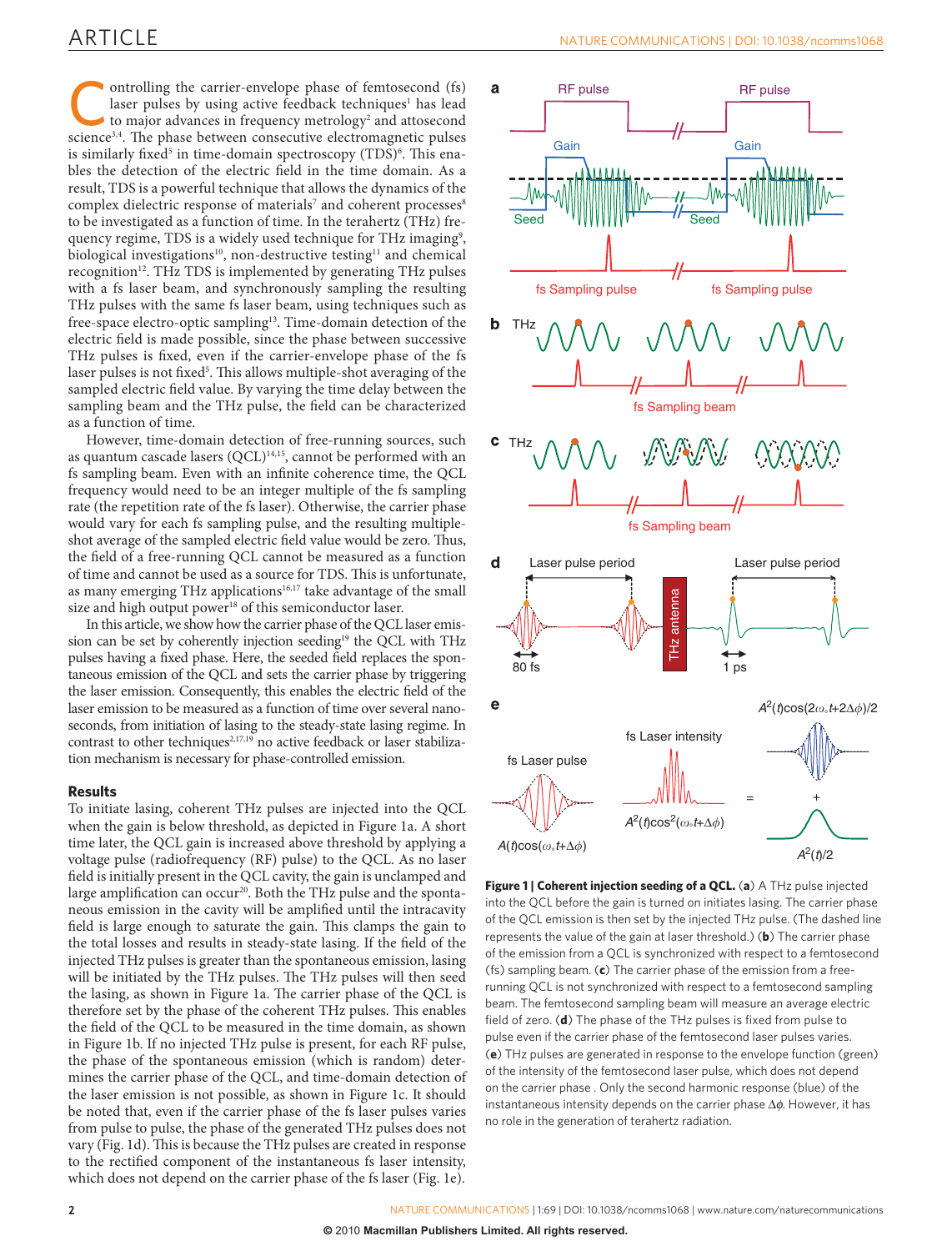Controlling the carrier-envelope phase of femtosecond (fs) laser pulses by using active feedback techniques[1] has lead to major advances in frequency metrology[2] and attosecond science[3,4]. The phase between consecutive electromagnetic pulses is similarly fixed[5] in time-domain spectroscopy (TDS)[6]. This enables the detection of the electric field in the time domain. As a result, TDS is a powerful technique that allows the dynamics of the complex dielectric response of materials[7] and coherent processes[8] to be investigated as a function of time. In the terahertz (THz) frequency regime, TDS is a widely used technique for THz imaging[9], biological investigations[10], non-destructive testing[11] and chemical recognition[12]. THz TDS is implemented by generating THz pulses with a fs laser beam, and synchronously sampling the resulting THz pulses with the same fs laser beam, using techniques such as free-space electro-optic sampling[13]. Time-domain detection of the electric field is made possible, since the phase between successive THz pulses is fixed, even if the carrier-envelope phase of the fs laser pulses is not fixed[5]. This allows multiple-shot averaging of the sampled electric field value. By varying the time delay between the sampling beam and the THz pulse, the field can be characterized as a function of time.

However, time-domain detection of free-running sources, such as quantum cascade lasers (QCL)[14,15], cannot be performed with an fs sampling beam. Even with an infinite coherence time, the QCL frequency would need to be an integer multiple of the fs sampling rate (the repetition rate of the fs laser). Otherwise, the carrier phase would vary for each fs sampling pulse, and the resulting multiple-shot average of the sampled electric field value would be zero. Thus, the field of a free-running QCL cannot be measured as a function of time and cannot be used as a source for TDS. This is unfortunate, as many emerging THz applications[16,17] take advantage of the small size and high output power[18] of this semiconductor laser.

In this article, we show how the carrier phase of the QCL laser emission can be set by coherently injection seeding[19] the QCL with THz pulses having a fixed phase. Here, the seeded field replaces the spontaneous emission of the QCL and sets the carrier phase by triggering the laser emission. Consequently, this enables the electric field of the laser emission to be measured as a function of time over several nanoseconds, from initiation of lasing to the steady-state lasing regime. In contrast to other techniques[2,17,19] no active feedback or laser stabilization mechanism is necessary for phase-controlled emission.

## Results

To initiate lasing, coherent THz pulses are injected into the QCL when the gain is below threshold, as depicted in Figure 1a. A short time later, the QCL gain is increased above threshold by applying a voltage pulse (radiofrequency (RF) pulse) to the QCL. As no laser field is initially present in the QCL cavity, the gain is unclamped and large amplification can occur[20]. Both the THz pulse and the spontaneous emission in the cavity will be amplified until the intracavity field is large enough to saturate the gain. This clamps the gain to the total losses and results in steady-state lasing. If the field of the injected THz pulses is greater than the spontaneous emission, lasing will be initiated by the THz pulses. The THz pulses will then seed the lasing, as shown in Figure 1a. The carrier phase of the QCL is therefore set by the phase of the coherent THz pulses. This enables the field of the QCL to be measured in the time domain, as shown in Figure 1b. If no injected THz pulse is present, for each RF pulse, the phase of the spontaneous emission (which is random) determines the carrier phase of the QCL, and time-domain detection of the laser emission is not possible, as shown in Figure 1c. It should be noted that, even if the carrier phase of the fs laser pulses varies from pulse to pulse, the phase of the generated THz pulses does not vary (Fig. 1d). This is because the THz pulses are created in response to the rectified component of the instantaneous fs laser intensity, which does not depend on the carrier phase of the fs laser (Fig. 1e).

**Figure 1 | Coherent injection seeding of a QCL.** (**a**) A THz pulse injected into the QCL before the gain is turned on initiates lasing. The carrier phase of the QCL emission is then set by the injected THz pulse. (The dashed line represents the value of the gain at laser threshold.) (**b**) The carrier phase of the emission from a QCL is synchronized with respect to a femtosecond (fs) sampling beam. (**c**) The carrier phase of the emission from a free-running QCL is not synchronized with respect to a femtosecond sampling beam. The femtosecond sampling beam will measure an average electric field of zero. (**d**) The phase of the THz pulses is fixed from pulse to pulse even if the carrier phase of the femtosecond laser pulses varies. (**e**) THz pulses are generated in response to the envelope function (green) of the intensity of the femtosecond laser pulse, which does not depend on the carrier phase . Only the second harmonic response (blue) of the instantaneous intensity depends on the carrier phase $\Delta\phi$. However, it has no role in the generation of terahertz radiation.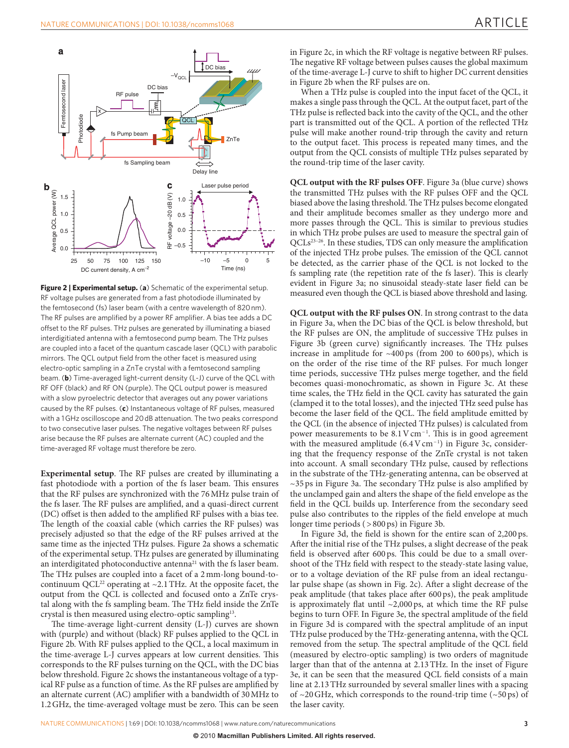**Figure 2 | Experimental setup.** (**a**) Schematic of the experimental setup. RF voltage pulses are generated from a fast photodiode illuminated by the femtosecond (fs) laser beam (with a centre wavelength of 820 nm). The RF pulses are amplified by a power RF amplifier. A bias tee adds a DC offset to the RF pulses. THz pulses are generated by illuminating a biased interdigitiated antenna with a femtosecond pump beam. The THz pulses are coupled into a facet of the quantum cascade laser (QCL) with parabolic mirrors. The QCL output field from the other facet is measured using electro-optic sampling in a ZnTe crystal with a femtosecond sampling beam. (**b**) Time-averaged light-current density (L-J) curve of the QCL with RF OFF (black) and RF ON (purple). The QCL output power is measured with a slow pyroelectric detector that averages out any power variations caused by the RF pulses. (**c**) Instantaneous voltage of RF pulses, measured with a 1 GHz oscilloscope and 20 dB attenuation. The two peaks correspond to two consecutive laser pulses. The negative voltages between RF pulses arise because the RF pulses are alternate current (AC) coupled and the time-averaged RF voltage must therefore be zero.

**Experimental setup**. The RF pulses are created by illuminating a fast photodiode with a portion of the fs laser beam. This ensures that the RF pulses are synchronized with the 76 MHz pulse train of the fs laser. The RF pulses are amplified, and a quasi-direct current (DC) offset is then added to the amplified RF pulses with a bias tee. The length of the coaxial cable (which carries the RF pulses) was precisely adjusted so that the edge of the RF pulses arrived at the same time as the injected THz pulses. Figure 2a shows a schematic of the experimental setup. THz pulses are generated by illuminating an interdigitated photoconductive antenna[21] with the fs laser beam. The THz pulses are coupled into a facet of a 2 mm-long bound-to-continuum QCL[22] operating at ~2.1 THz. At the opposite facet, the output from the QCL is collected and focused onto a ZnTe crystal along with the fs sampling beam. The THz field inside the ZnTe crystal is then measured using electro-optic sampling[13].

The time-average light-current density (L-J) curves are shown with (purple) and without (black) RF pulses applied to the QCL in Figure 2b. With RF pulses applied to the QCL, a local maximum in the time-average L-J curves appears at low current densities. This corresponds to the RF pulses turning on the QCL, with the DC bias below threshold. Figure 2c shows the instantaneous voltage of a typical RF pulse as a function of time. As the RF pulses are amplified by an alternate current (AC) amplifier with a bandwidth of 30 MHz to 1.2 GHz, the time-averaged voltage must be zero. This can be seen in Figure 2c, in which the RF voltage is negative between RF pulses. The negative RF voltage between pulses causes the global maximum of the time-average L-J curve to shift to higher DC current densities in Figure 2b when the RF pulses are on.

When a THz pulse is coupled into the input facet of the QCL, it makes a single pass through the QCL. At the output facet, part of the THz pulse is reflected back into the cavity of the QCL, and the other part is transmitted out of the QCL. A portion of the reflected THz pulse will make another round-trip through the cavity and return to the output facet. This process is repeated many times, and the output from the QCL consists of multiple THz pulses separated by the round-trip time of the laser cavity.

**QCL output with the RF pulses OFF**. Figure 3a (blue curve) shows the transmitted THz pulses with the RF pulses OFF and the QCL biased above the lasing threshold. The THz pulses become elongated and their amplitude becomes smaller as they undergo more and more passes through the QCL. This is similar to previous studies in which THz probe pulses are used to measure the spectral gain of QCLs[23–26]. In these studies, TDS can only measure the amplification of the injected THz probe pulses. The emission of the QCL cannot be detected, as the carrier phase of the QCL is not locked to the fs sampling rate (the repetition rate of the fs laser). This is clearly evident in Figure 3a; no sinusoidal steady-state laser field can be measured even though the QCL is biased above threshold and lasing.

**QCL output with the RF pulses ON**. In strong contrast to the data in Figure 3a, when the DC bias of the QCL is below threshold, but the RF pulses are ON, the amplitude of successive THz pulses in Figure 3b (green curve) significantly increases. The THz pulses increase in amplitude for ~400 ps (from 200 to 600 ps), which is on the order of the rise time of the RF pulses. For much longer time periods, successive THz pulses merge together, and the field becomes quasi-monochromatic, as shown in Figure 3c. At these time scales, the THz field in the QCL cavity has saturated the gain (clamped it to the total losses), and the injected THz seed pulse has become the laser field of the QCL. The field amplitude emitted by the QCL (in the absence of injected THz pulses) is calculated from power measurements to be 8.1 V cm$^{-1}$. This is in good agreement with the measured amplitude (6.4 V cm$^{-1}$) in Figure 3c, considering that the frequency response of the ZnTe crystal is not taken into account. A small secondary THz pulse, caused by reflections in the substrate of the THz-generating antenna, can be observed at ~35 ps in Figure 3a. The secondary THz pulse is also amplified by the unclamped gain and alters the shape of the field envelope as the field in the QCL builds up. Interference from the secondary seed pulse also contributes to the ripples of the field envelope at much longer time periods (>800 ps) in Figure 3b.

In Figure 3d, the field is shown for the entire scan of 2,200 ps. After the initial rise of the THz pulses, a slight decrease of the peak field is observed after 600 ps. This could be due to a small overshoot of the THz field with respect to the steady-state lasing value, or to a voltage deviation of the RF pulse from an ideal rectangular pulse shape (as shown in Fig. 2c). After a slight decrease of the peak amplitude (that takes place after 600 ps), the peak amplitude is approximately flat until ~2,000 ps, at which time the RF pulse begins to turn OFF. In Figure 3e, the spectral amplitude of the field in Figure 3d is compared with the spectral amplitude of an input THz pulse produced by the THz-generating antenna, with the QCL removed from the setup. The spectral amplitude of the QCL field (measured by electro-optic sampling) is two orders of magnitude larger than that of the antenna at 2.13 THz. In the inset of Figure 3e, it can be seen that the measured QCL field consists of a main line at 2.13 THz surrounded by several smaller lines with a spacing of ~20 GHz, which corresponds to the round-trip time (~50 ps) of the laser cavity.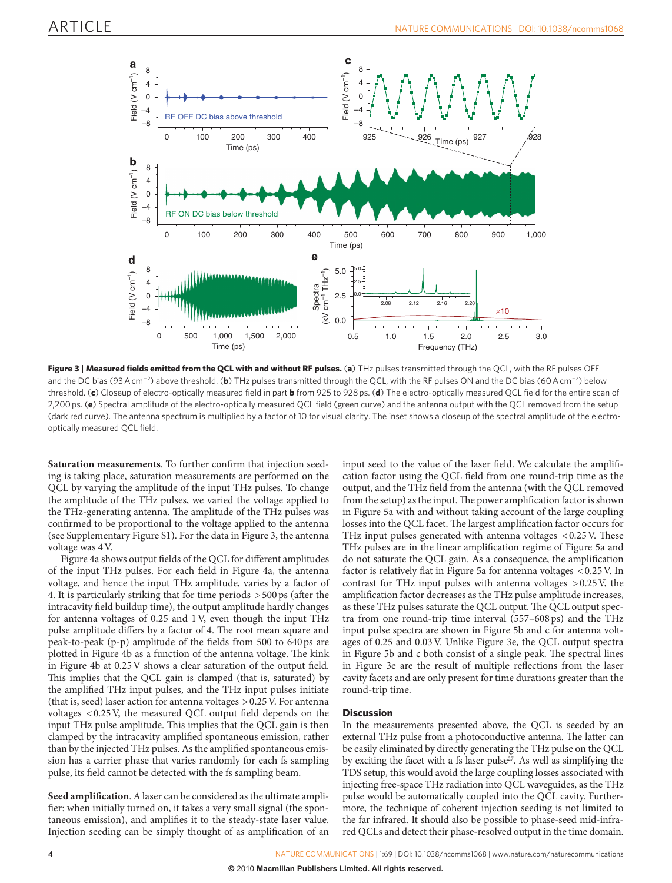**Figure 3 | Measured fields emitted from the QCL with and without RF pulses.** (**a**) THz pulses transmitted through the QCL, with the RF pulses OFF and the DC bias (93 A cm$^{-2}$) above threshold. (**b**) THz pulses transmitted through the QCL, with the RF pulses ON and the DC bias (60 A cm$^{-2}$) below threshold. (**c**) Closeup of electro-optically measured field in part **b** from 925 to 928 ps. (**d**) The electro-optically measured QCL field for the entire scan of 2,200 ps. (**e**) Spectral amplitude of the electro-optically measured QCL field (green curve) and the antenna output with the QCL removed from the setup (dark red curve). The antenna spectrum is multiplied by a factor of 10 for visual clarity. The inset shows a closeup of the spectral amplitude of the electro-optically measured QCL field.

**Saturation measurements**. To further confirm that injection seeding is taking place, saturation measurements are performed on the QCL by varying the amplitude of the input THz pulses. To change the amplitude of the THz pulses, we varied the voltage applied to the THz-generating antenna. The amplitude of the THz pulses was confirmed to be proportional to the voltage applied to the antenna (see Supplementary Figure S1). For the data in Figure 3, the antenna voltage was 4 V.

Figure 4a shows output fields of the QCL for different amplitudes of the input THz pulses. For each field in Figure 4a, the antenna voltage, and hence the input THz amplitude, varies by a factor of 4. It is particularly striking that for time periods >500 ps (after the intracavity field buildup time), the output amplitude hardly changes for antenna voltages of 0.25 and 1 V, even though the input THz pulse amplitude differs by a factor of 4. The root mean square and peak-to-peak (p-p) amplitude of the fields from 500 to 640 ps are plotted in Figure 4b as a function of the antenna voltage. The kink in Figure 4b at 0.25 V shows a clear saturation of the output field. This implies that the QCL gain is clamped (that is, saturated) by the amplified THz input pulses, and the THz input pulses initiate (that is, seed) laser action for antenna voltages >0.25 V. For antenna voltages <0.25 V, the measured QCL output field depends on the input THz pulse amplitude. This implies that the QCL gain is then clamped by the intracavity amplified spontaneous emission, rather than by the injected THz pulses. As the amplified spontaneous emission has a carrier phase that varies randomly for each fs sampling pulse, its field cannot be detected with the fs sampling beam.

**Seed amplification**. A laser can be considered as the ultimate amplifier: when initially turned on, it takes a very small signal (the spontaneous emission), and amplifies it to the steady-state laser value. Injection seeding can be simply thought of as amplification of an input seed to the value of the laser field. We calculate the amplification factor using the QCL field from one round-trip time as the output, and the THz field from the antenna (with the QCL removed from the setup) as the input. The power amplification factor is shown in Figure 5a with and without taking account of the large coupling losses into the QCL facet. The largest amplification factor occurs for THz input pulses generated with antenna voltages <0.25 V. These THz pulses are in the linear amplification regime of Figure 5a and do not saturate the QCL gain. As a consequence, the amplification factor is relatively flat in Figure 5a for antenna voltages <0.25 V. In contrast for THz input pulses with antenna voltages >0.25 V, the amplification factor decreases as the THz pulse amplitude increases, as these THz pulses saturate the QCL output. The QCL output spectra from one round-trip time interval (557–608 ps) and the THz input pulse spectra are shown in Figure 5b and c for antenna voltages of 0.25 and 0.03 V. Unlike Figure 3e, the QCL output spectra in Figure 5b and c both consist of a single peak. The spectral lines in Figure 3e are the result of multiple reflections from the laser cavity facets and are only present for time durations greater than the round-trip time.

## Discussion

In the measurements presented above, the QCL is seeded by an external THz pulse from a photoconductive antenna. The latter can be easily eliminated by directly generating the THz pulse on the QCL by exciting the facet with a fs laser pulse[27]. As well as simplifying the TDS setup, this would avoid the large coupling losses associated with injecting free-space THz radiation into QCL waveguides, as the THz pulse would be automatically coupled into the QCL cavity. Furthermore, the technique of coherent injection seeding is not limited to the far infrared. It should also be possible to phase-seed mid-infrared QCLs and detect their phase-resolved output in the time domain.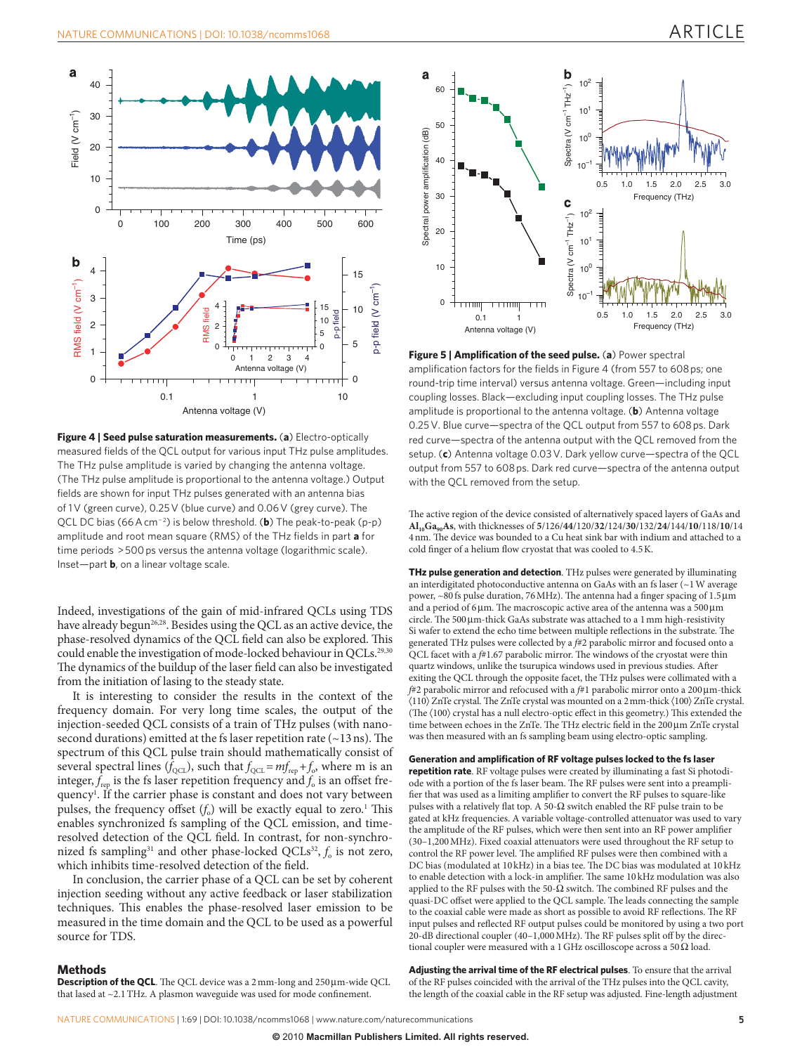**Figure 4 | Seed pulse saturation measurements.** (**a**) Electro-optically measured fields of the QCL output for various input THz pulse amplitudes. The THz pulse amplitude is varied by changing the antenna voltage. (The THz pulse amplitude is proportional to the antenna voltage.) Output fields are shown for input THz pulses generated with an antenna bias of 1 V (green curve), 0.25 V (blue curve) and 0.06 V (grey curve). The QCL DC bias (66 A cm$^{-2}$) is below threshold. (**b**) The peak-to-peak (p-p) amplitude and root mean square (RMS) of the THz fields in part **a** for time periods >500 ps versus the antenna voltage (logarithmic scale). Inset—part **b**, on a linear voltage scale.

**Figure 5 | Amplification of the seed pulse.** (**a**) Power spectral amplification factors for the fields in Figure 4 (from 557 to 608 ps; one round-trip time interval) versus antenna voltage. Green—including input coupling losses. Black—excluding input coupling losses. The THz pulse amplitude is proportional to the antenna voltage. (**b**) Antenna voltage 0.25 V. Blue curve—spectra of the QCL output from 557 to 608 ps. Dark red curve—spectra of the antenna output with the QCL removed from the setup. (**c**) Antenna voltage 0.03 V. Dark yellow curve—spectra of the QCL output from 557 to 608 ps. Dark red curve—spectra of the antenna output with the QCL removed from the setup.

Indeed, investigations of the gain of mid-infrared QCLs using TDS have already begun[26,28]. Besides using the QCL as an active device, the phase-resolved dynamics of the QCL field can also be explored. This could enable the investigation of mode-locked behaviour in QCLs.[29,30] The dynamics of the buildup of the laser field can also be investigated from the initiation of lasing to the steady state.

It is interesting to consider the results in the context of the frequency domain. For very long time scales, the output of the injection-seeded QCL consists of a train of THz pulses (with nanosecond durations) emitted at the fs laser repetition rate (~13 ns). The spectrum of this QCL pulse train should mathematically consist of several spectral lines ($f_{QCL}$), such that $f_{QCL} = mf_{rep} + f_o$, where m is an integer, $f_{rep}$ is the fs laser repetition frequency and $f_o$ is an offset frequency[1]. If the carrier phase is constant and does not vary between pulses, the frequency offset ($f_o$) will be exactly equal to zero.[1] This enables synchronized fs sampling of the QCL emission, and time-resolved detection of the QCL field. In contrast, for non-synchronized fs sampling[31] and other phase-locked QCLs[32], $f_o$ is not zero, which inhibits time-resolved detection of the field.

In conclusion, the carrier phase of a QCL can be set by coherent injection seeding without any active feedback or laser stabilization techniques. This enables the phase-resolved laser emission to be measured in the time domain and the QCL to be used as a powerful source for TDS.

## Methods

**Description of the QCL.** The QCL device was a 2 mm-long and 250 µm-wide QCL that lased at ~2.1 THz. A plasmon waveguide was used for mode confinement. The active region of the device consisted of alternatively spaced layers of GaAs and $Al_{10}Ga_{90}As$, with thicknesses of **5**/126/**44**/120/**32**/124/**30**/132/**24**/144/**10**/118/**10**/14 4 nm. The device was bounded to a Cu heat sink bar with indium and attached to a cold finger of a helium flow cryostat that was cooled to 4.5 K.

**THz pulse generation and detection**. THz pulses were generated by illuminating an interdigitated photoconductive antenna on GaAs with an fs laser (~1 W average power, ~80 fs pulse duration, 76 MHz). The antenna had a finger spacing of 1.5 µm and a period of 6 µm. The macroscopic active area of the antenna was a 500 µm circle. The 500 µm-thick GaAs substrate was attached to a 1 mm high-resistivity Si wafer to extend the echo time between multiple reflections in the substrate. The generated THz pulses were collected by a *f*#2 parabolic mirror and focused onto a QCL facet with a *f*#1.67 parabolic mirror. The windows of the cryostat were thin quartz windows, unlike the tsurupica windows used in previous studies. After exiting the QCL through the opposite facet, the THz pulses were collimated with a *f*#2 parabolic mirror and refocused with a *f*#1 parabolic mirror onto a 200 µm-thick ⟨110⟩ ZnTe crystal. The ZnTe crystal was mounted on a 2 mm-thick ⟨100⟩ ZnTe crystal. (The ⟨100⟩ crystal has a null electro-optic effect in this geometry.) This extended the time between echoes in the ZnTe. The THz electric field in the 200 µm ZnTe crystal was then measured with an fs sampling beam using electro-optic sampling.

**Generation and amplification of RF voltage pulses locked to the fs laser repetition rate**. RF voltage pulses were created by illuminating a fast Si photodiode with a portion of the fs laser beam. The RF pulses were sent into a preamplifier that was used as a limiting amplifier to convert the RF pulses to square-like pulses with a relatively flat top. A 50-Ω switch enabled the RF pulse train to be gated at kHz frequencies. A variable voltage-controlled attenuator was used to vary the amplitude of the RF pulses, which were then sent into an RF power amplifier (30–1,200 MHz). Fixed coaxial attenuators were used throughout the RF setup to control the RF power level. The amplified RF pulses were then combined with a DC bias (modulated at 10 kHz) in a bias tee. The DC bias was modulated at 10 kHz to enable detection with a lock-in amplifier. The same 10 kHz modulation was also applied to the RF pulses with the 50-Ω switch. The combined RF pulses and the quasi-DC offset were applied to the QCL sample. The leads connecting the sample to the coaxial cable were made as short as possible to avoid RF reflections. The RF input pulses and reflected RF output pulses could be monitored by using a two port 20-dB directional coupler (40–1,000 MHz). The RF pulses split off by the directional coupler were measured with a 1 GHz oscilloscope across a 50 Ω load.

**Adjusting the arrival time of the RF electrical pulses**. To ensure that the arrival of the RF pulses coincided with the arrival of the THz pulses into the QCL cavity, the length of the coaxial cable in the RF setup was adjusted. Fine-length adjustment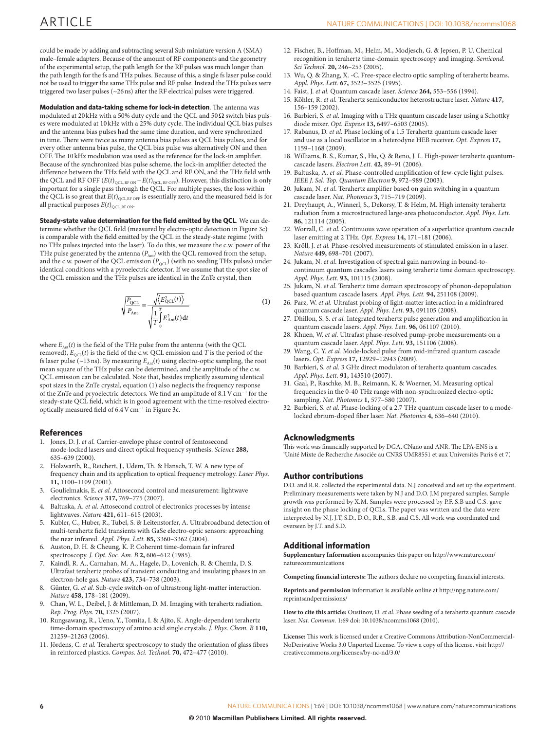could be made by adding and subtracting several Sub miniature version A (SMA) male–female adapters. Because of the amount of RF components and the geometry of the experimental setup, the path length for the RF pulses was much longer than the path length for the fs and THz pulses. Because of this, a single fs laser pulse could not be used to trigger the same THz pulse and RF pulse. Instead the THz pulses were triggered two laser pulses (~26 ns) after the RF electrical pulses were triggered.

**Modulation and data-taking scheme for lock-in detection**. The antenna was modulated at 20 kHz with a 50% duty cycle and the QCL and 50 Ω switch bias pulses were modulated at 10 kHz with a 25% duty cycle. The individual QCL bias pulses and the antenna bias pulses had the same time duration, and were synchronized in time. There were twice as many antenna bias pulses as QCL bias pulses, and for every other antenna bias pulse, the QCL bias pulse was alternatively ON and then OFF. The 10 kHz modulation was used as the reference for the lock-in amplifier. Because of the synchronized bias pulse scheme, the lock-in amplifier detected the difference between the THz field with the QCL and RF ON, and the THz field with the QCL and RF OFF ($E(t)_{\text{QCL, RF ON}} - E(t)_{\text{QCL, RF OFF}}$). However, this distinction is only important for a single pass through the QCL. For multiple passes, the loss within the QCL is so great that $E(t)_{\text{QCL,RF OFF}}$ is essentially zero, and the measured field is for all practical purposes $E(t)_{\text{QCL, RF ON}}$.

**Steady-state value determination for the field emitted by the QCL**. We can determine whether the QCL field (measured by electro-optic detection in Figure 3c) is comparable with the field emitted by the QCL in the steady-state regime (with no THz pulses injected into the laser). To do this, we measure the c.w. power of the THz pulse generated by the antenna ($P_{\text{Ant}}$) with the QCL removed from the setup, and the c.w. power of the QCL emission ($P_{\text{QCL}}$) (with no seeding THz pulses) under identical conditions with a pyroelectric detector. If we assume that the spot size of the QCL emission and the THz pulses are identical in the ZnTe crystal, then

$$\sqrt{\frac{P_{\text{QCL}}}{P_{\text{Ant}}}} = \frac{\sqrt{\left\langle E^2_{\text{QCL}}(t)\right\rangle}}{\sqrt{\frac{1}{T}\int_0^T E^2_{\text{Ant}}(t)\,\mathrm{d}t}} \tag{1}$$

where $E_{\text{Ant}}(t)$ is the field of the THz pulse from the antenna (with the QCL removed), $E_{\text{QCL}}(t)$ is the field of the c.w. QCL emission and $T$ is the period of the fs laser pulse (~13 ns). By measuring $E_{\text{Ant}}(t)$ using electro-optic sampling, the root mean square of the THz pulse can be determined, and the amplitude of the c.w. QCL emission can be calculated. Note that, besides implicitly assuming identical spot sizes in the ZnTe crystal, equation (1) also neglects the frequency response of the ZnTe and pryoelectric detectors. We find an amplitude of 8.1 V cm$^{-1}$ for the steady-state QCL field, which is in good agreement with the time-resolved electro-optically measured field of 6.4 V cm$^{-1}$ in Figure 3c.

## References

1. Jones, D. J. *et al.* Carrier-envelope phase control of femtosecond mode-locked lasers and direct optical frequency synthesis. *Science* **288,** 635–639 (2000).
2. Holzwarth, R., Reichert, J., Udem, Th. & Hansch, T. W. A new type of frequency chain and its application to optical frequency metrology. *Laser Phys.* **11,** 1100–1109 (2001).
3. Goulielmakis, E. *et al.* Attosecond control and measurement: lightwave electronics. *Science* **317,** 769–775 (2007).
4. Baltuska, A. *et al.* Attosecond control of electronics processes by intense lightwaves. *Nature* **421,** 611–615 (2003).
5. Kubler, C., Huber, R., Tubel, S. & Leitenstorfer, A. Ultrabroadband detection of multi-terahertz field transients with GaSe electro-optic sensors: approaching the near infrared. *Appl. Phys. Lett.* **85,** 3360–3362 (2004).
6. Auston, D. H. & Cheung, K. P. Coherent time-domain far infrared spectroscopy. *J. Opt. Soc. Am. B* **2,** 606–612 (1985).
7. Kaindl, R. A., Carnahan, M. A., Hagele, D., Lovenich, R. & Chemla, D. S. Ultrafast terahertz probes of transient conducting and insulating phases in an electron-hole gas. *Nature* **423,** 734–738 (2003).
8. Günter, G. *et al.* Sub-cycle switch-on of ultrastrong light-matter interaction. *Nature* **458,** 178–181 (2009).
9. Chan, W. L., Deibel, J. & Mittleman, D. M. Imaging with terahertz radiation. *Rep. Prog. Phys.* **70,** 1325 (2007).
10. Rungsawang, R., Ueno, Y., Tomita, I. & Ajito, K. Angle-dependent terahertz time-domain spectroscopy of amino acid single crystals. *J. Phys. Chem. B* **110,** 21259–21263 (2006).
11. Jördens, C. *et al.* Terahertz spectroscopy to study the orientation of glass fibres in reinforced plastics. *Compos. Sci. Technol.* **70,** 472–477 (2010).
12. Fischer, B., Hoffman, M., Helm, M., Modjesch, G. & Jepsen, P. U. Chemical recognition in terahertz time-domain spectroscopy and imaging. *Semicond. Sci Technol.* **20,** 246–253 (2005).
13. Wu, Q. & Zhang, X. -C. Free-space electro optic sampling of terahertz beams. *Appl. Phys. Lett.* **67,** 3523–3525 (1995).
14. Faist, J. *et al.* Quantum cascade laser. *Science* **264,** 553–556 (1994).
15. Köhler, R. *et al.* Terahertz semiconductor heterostructure laser. *Nature* **417,** 156–159 (2002).
16. Barbieri, S. *et al.* Imaging with a THz quantum cascade laser using a Schottky diode mixer. *Opt. Express* **13,** 6497–6503 (2005).
17. Rabanus, D. *et al.* Phase locking of a 1.5 Terahertz quantum cascade laser and use as a local oscillator in a heterodyne HEB receiver. *Opt. Express* **17,** 1159–1168 (2009).
18. Williams, B. S., Kumar, S., Hu, Q. & Reno, J. L. High-power terahertz quantum-cascade lasers. *Electron Lett.* **42,** 89–91 (2006).
19. Baltuska, A. *et al.* Phase-controlled amplification of few-cycle light pulses. *IEEE J. Sel. Top. Quantum Electron* **9,** 972–989 (2003).
20. Jukam, N. *et al.* Terahertz amplifier based on gain switching in a quantum cascade laser. *Nat. Photonics* **3,** 715–719 (2009).
21. Dreyhaupt, A., Winnerl, S., Dekorsy, T. & Helm, M. High intensity terahertz radiation from a microstructured large-area photoconductor. *Appl. Phys. Lett.* **86,** 121114 (2005).
22. Worrall, C. *et al.* Continuous wave operation of a superlattice quantum cascade laser emitting at 2 THz. *Opt. Express* **14,** 171–181 (2006).
23. Kröll, J. *et al.* Phase-resolved measurements of stimulated emission in a laser. *Nature* **449,** 698–701 (2007).
24. Jukam, N. *et al.* Investigation of spectral gain narrowing in bound-to-continuum quantum cascades lasers using terahertz time domain spectroscopy. *Appl. Phys. Lett.* **93,** 101115 (2008).
25. Jukam, N. *et al.* Terahertz time domain spectroscopy of phonon-depopulation based quantum cascade lasers. *Appl. Phys. Lett.* **94,** 251108 (2009).
26. Parz, W. *et al.* Ultrafast probing of light-matter interaction in a midinfrared quantum cascade laser. *Appl. Phys. Lett.* **93,** 091105 (2008).
27. Dhillon, S. S. *et al.* Integrated terahertz pulse generation and amplification in quantum cascade lasers. *Appl. Phys. Lett.* **96,** 061107 (2010).
28. Khuen, W. *et al.* Ultrafast phase-resolved pump-probe measurements on a quantum cascade laser. *Appl. Phys. Lett.* **93,** 151106 (2008).
29. Wang, C. Y. *et al.* Mode-locked pulse from mid-infrared quantum cascade lasers. *Opt. Express* **17,** 12929–12943 (2009).
30. Barbieri, S. *et al.* 3 GHz direct modulaton of terahertz quantum cascades. *Appl. Phys. Lett.* **91,** 143510 (2007).
31. Gaal, P., Raschke, M. B., Reimann, K. & Woerner, M. Measuring optical frequencies in the 0-40 THz range with non-synchronized electro-optic sampling. *Nat. Photonics* **1,** 577–580 (2007).
32. Barbieri, S. *et al.* Phase-locking of a 2.7 THz quantum cascade laser to a mode-locked ebrium-doped fiber laser. *Nat. Photonics* **4,** 636–640 (2010).

## Acknowledgments

This work was financially supported by DGA, CNano and ANR. The LPA-ENS is a 'Unité Mixte de Recherche Associée au CNRS UMR8551 et aux Universités Paris 6 et 7'.

## Author contributions

D.O. and R.R. collected the experimental data. N.J conceived and set up the experiment. Preliminary measurements were taken by N.J and D.O. J.M prepared samples. Sample growth was performed by X.M. Samples were processed by P.F. S.B and C.S. gave insight on the phase locking of QCLs. The paper was written and the data were interpreted by N.J, J.T, S.D., D.O., R.R., S.B. and C.S. All work was coordinated and overseen by J.T. and S.D.

## Additional information

**Supplementary Information** accompanies this paper on http://www.nature.com/naturecommunications

**Competing financial interests:** The authors declare no competing financial interests.

**Reprints and permission** information is available online at http://npg.nature.com/reprintsandpermissions/

**How to cite this article:** Oustinov, D. *et al.* Phase seeding of a terahertz quantum cascade laser. *Nat. Commun.* 1:69 doi: 10.1038/ncomms1068 (2010).

**License:** This work is licensed under a Creative Commons Attribution-NonCommercial-NoDerivative Works 3.0 Unported License. To view a copy of this license, visit http://creativecommons.org/licenses/by-nc-nd/3.0/